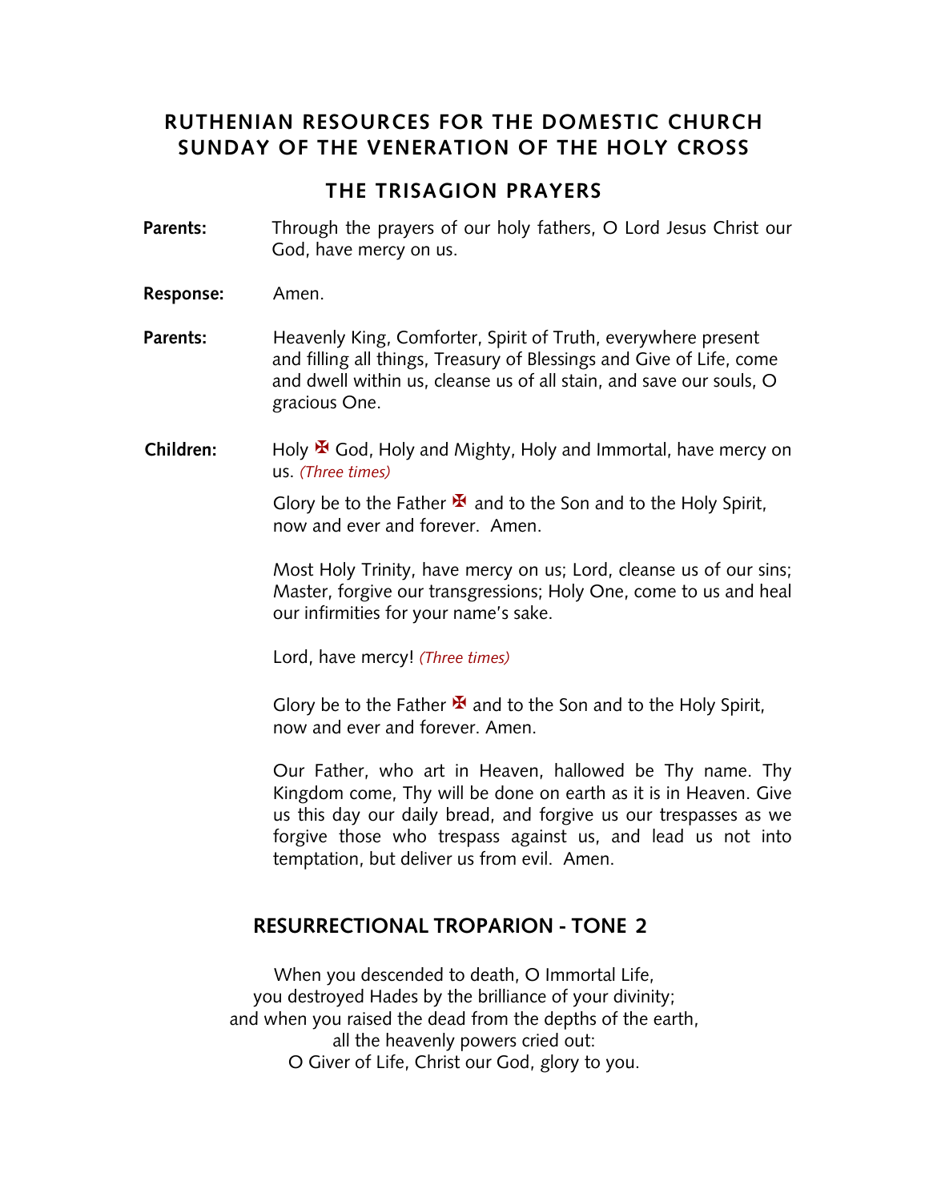# RUTHENIAN RESOURCES FOR THE DOMESTIC CHURCH
# SUNDAY OF THE VENERATION OF THE HOLY CROSS

## THE TRISAGION PRAYERS

**Parents:** Through the prayers of our holy fathers, O Lord Jesus Christ our God, have mercy on us.

**Response:** Amen.

**Parents:** Heavenly King, Comforter, Spirit of Truth, everywhere present and filling all things, Treasury of Blessings and Give of Life, come and dwell within us, cleanse us of all stain, and save our souls, O gracious One.

**Children:** Holy ✠ God, Holy and Mighty, Holy and Immortal, have mercy on us. *(Three times)*

Glory be to the Father ✠ and to the Son and to the Holy Spirit, now and ever and forever. Amen.

Most Holy Trinity, have mercy on us; Lord, cleanse us of our sins; Master, forgive our transgressions; Holy One, come to us and heal our infirmities for your name's sake.

Lord, have mercy! *(Three times)*

Glory be to the Father ✠ and to the Son and to the Holy Spirit, now and ever and forever. Amen.

Our Father, who art in Heaven, hallowed be Thy name. Thy Kingdom come, Thy will be done on earth as it is in Heaven. Give us this day our daily bread, and forgive us our trespasses as we forgive those who trespass against us, and lead us not into temptation, but deliver us from evil. Amen.

## RESURRECTIONAL TROPARION - TONE 2

When you descended to death, O Immortal Life,
you destroyed Hades by the brilliance of your divinity;
and when you raised the dead from the depths of the earth,
all the heavenly powers cried out:
O Giver of Life, Christ our God, glory to you.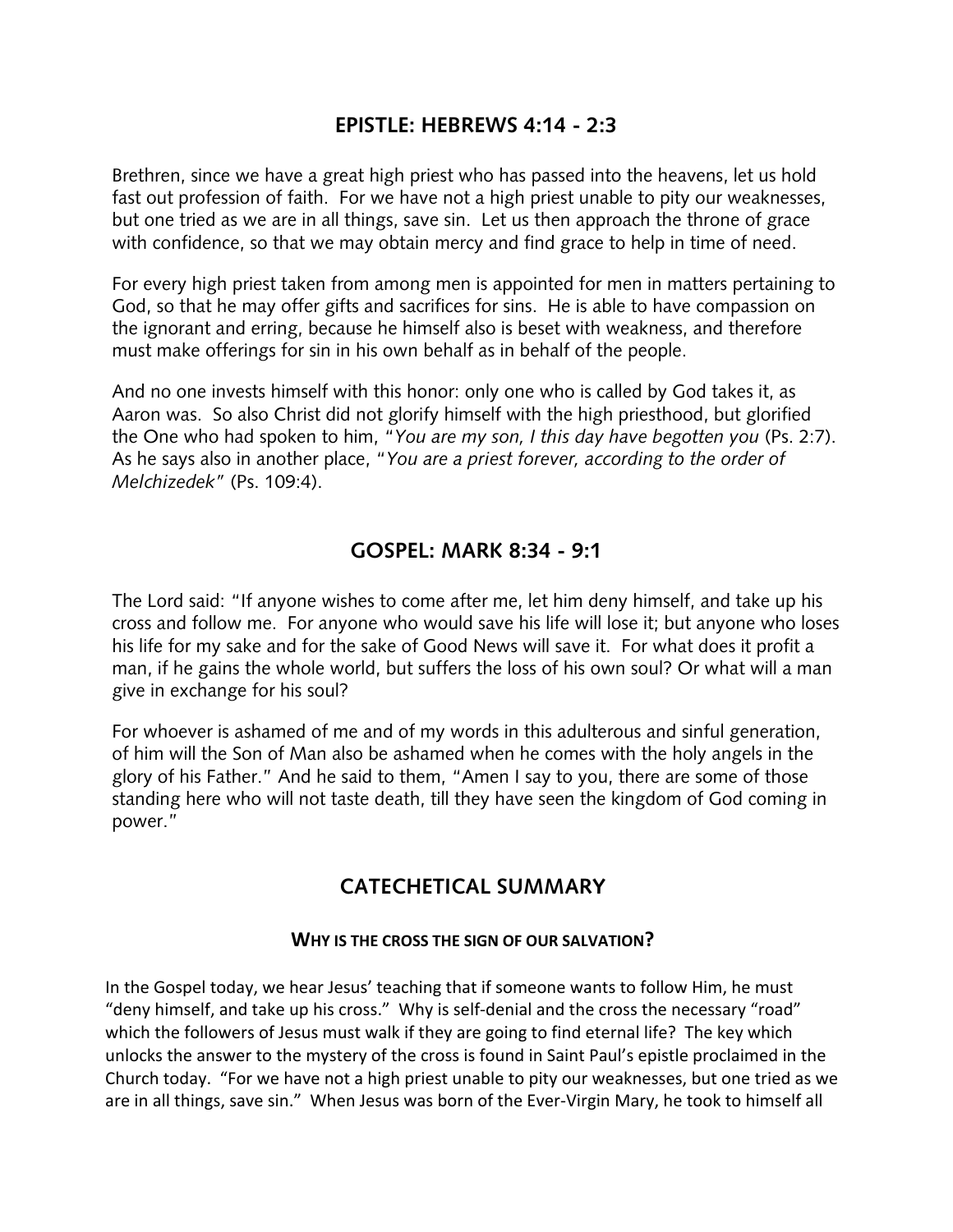## EPISTLE: HEBREWS 4:14 - 2:3

Brethren, since we have a great high priest who has passed into the heavens, let us hold fast out profession of faith. For we have not a high priest unable to pity our weaknesses, but one tried as we are in all things, save sin. Let us then approach the throne of grace with confidence, so that we may obtain mercy and find grace to help in time of need.

For every high priest taken from among men is appointed for men in matters pertaining to God, so that he may offer gifts and sacrifices for sins. He is able to have compassion on the ignorant and erring, because he himself also is beset with weakness, and therefore must make offerings for sin in his own behalf as in behalf of the people.

And no one invests himself with this honor: only one who is called by God takes it, as Aaron was. So also Christ did not glorify himself with the high priesthood, but glorified the One who had spoken to him, "*You are my son, I this day have begotten you* (Ps. 2:7). As he says also in another place, "*You are a priest forever, according to the order of Melchizedek*" (Ps. 109:4).

## GOSPEL: MARK 8:34 - 9:1

The Lord said: "If anyone wishes to come after me, let him deny himself, and take up his cross and follow me. For anyone who would save his life will lose it; but anyone who loses his life for my sake and for the sake of Good News will save it. For what does it profit a man, if he gains the whole world, but suffers the loss of his own soul? Or what will a man give in exchange for his soul?

For whoever is ashamed of me and of my words in this adulterous and sinful generation, of him will the Son of Man also be ashamed when he comes with the holy angels in the glory of his Father." And he said to them, "Amen I say to you, there are some of those standing here who will not taste death, till they have seen the kingdom of God coming in power."

## CATECHETICAL SUMMARY

### WHY IS THE CROSS THE SIGN OF OUR SALVATION?

In the Gospel today, we hear Jesus' teaching that if someone wants to follow Him, he must "deny himself, and take up his cross." Why is self-denial and the cross the necessary "road" which the followers of Jesus must walk if they are going to find eternal life? The key which unlocks the answer to the mystery of the cross is found in Saint Paul's epistle proclaimed in the Church today. "For we have not a high priest unable to pity our weaknesses, but one tried as we are in all things, save sin." When Jesus was born of the Ever-Virgin Mary, he took to himself all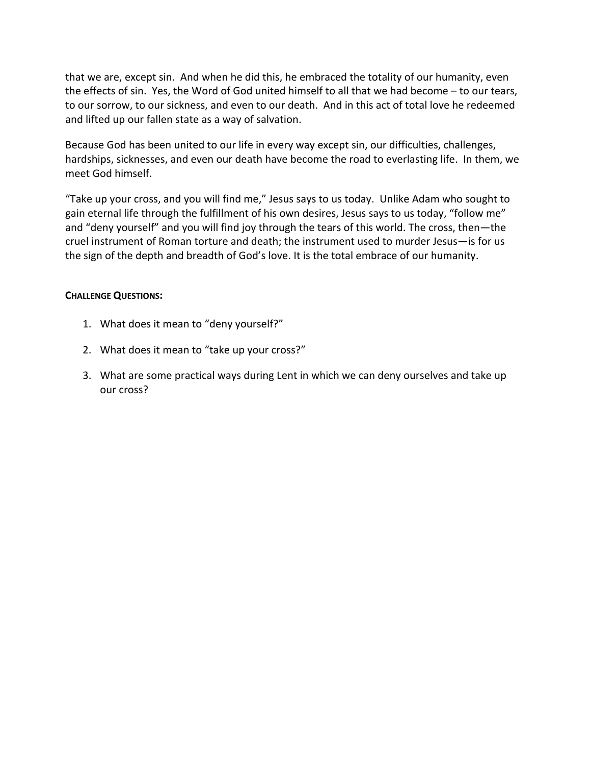that we are, except sin. And when he did this, he embraced the totality of our humanity, even the effects of sin. Yes, the Word of God united himself to all that we had become – to our tears, to our sorrow, to our sickness, and even to our death. And in this act of total love he redeemed and lifted up our fallen state as a way of salvation.

Because God has been united to our life in every way except sin, our difficulties, challenges, hardships, sicknesses, and even our death have become the road to everlasting life. In them, we meet God himself.

"Take up your cross, and you will find me," Jesus says to us today. Unlike Adam who sought to gain eternal life through the fulfillment of his own desires, Jesus says to us today, "follow me" and "deny yourself" and you will find joy through the tears of this world. The cross, then—the cruel instrument of Roman torture and death; the instrument used to murder Jesus—is for us the sign of the depth and breadth of God's love. It is the total embrace of our humanity.

**CHALLENGE QUESTIONS:**

1. What does it mean to "deny yourself?"
2. What does it mean to "take up your cross?"
3. What are some practical ways during Lent in which we can deny ourselves and take up our cross?